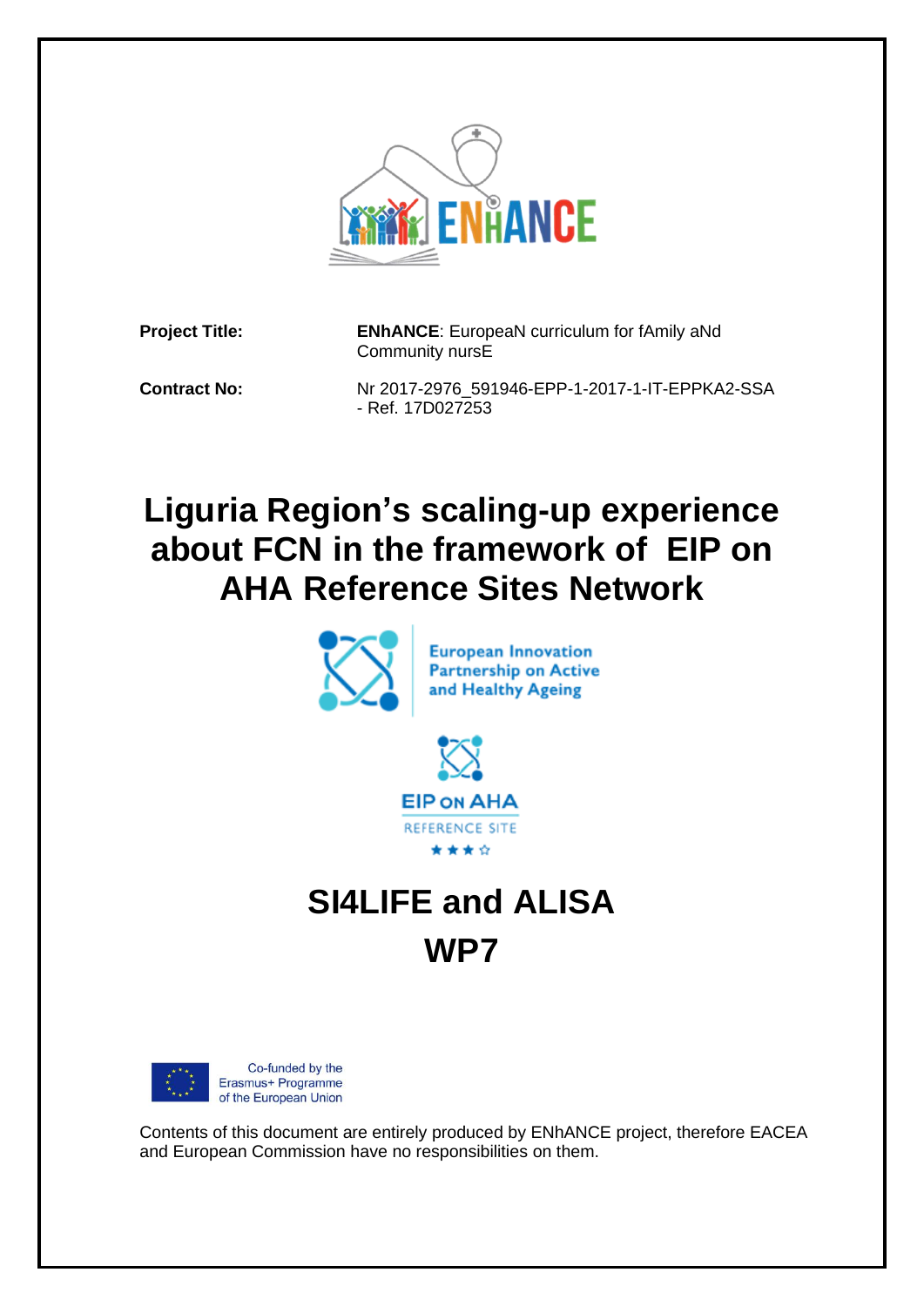| | |
|---|---|
| **Project Title:** | **ENhANCE**: EuropeaN curriculum for fAmily aNd Community nursE |
| **Contract No:** | Nr 2017-2976_591946-EPP-1-2017-1-IT-EPPKA2-SSA - Ref. 17D027253 |

# Liguria Region's scaling-up experience about FCN in the framework of EIP on AHA Reference Sites Network

European Innovation Partnership on Active and Healthy Ageing

EIP on AHA REFERENCE SITE

# SI4LIFE and ALISA

# WP7

Co-funded by the Erasmus+ Programme of the European Union

Contents of this document are entirely produced by ENhANCE project, therefore EACEA and European Commission have no responsibilities on them.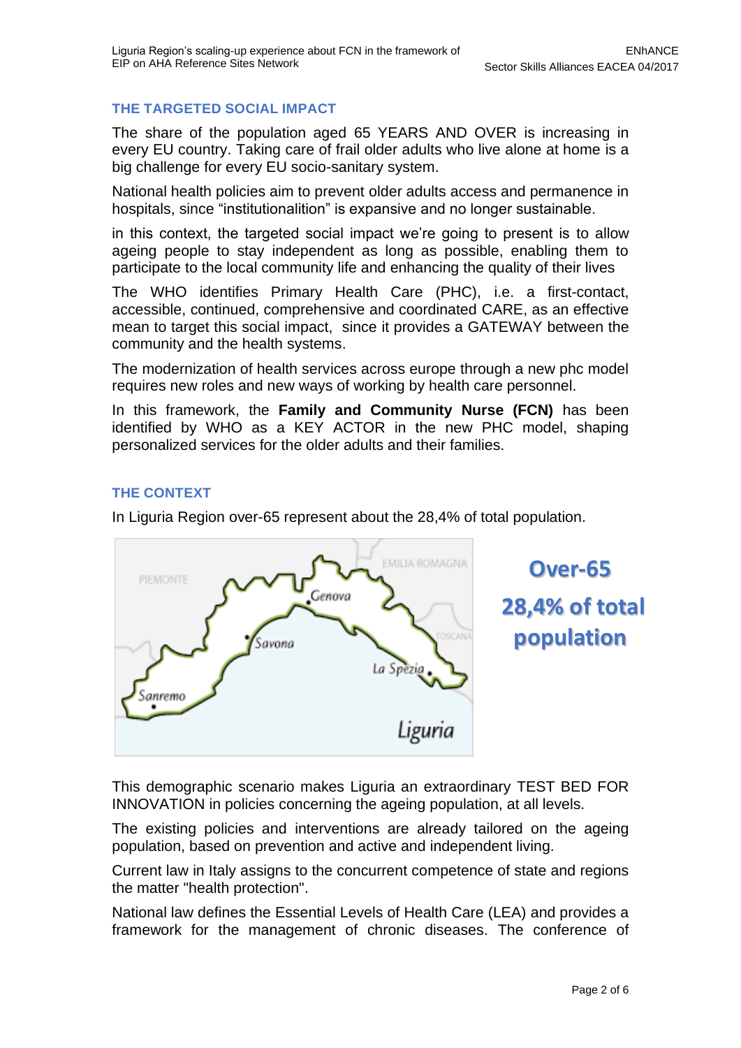### THE TARGETED SOCIAL IMPACT

The share of the population aged 65 YEARS AND OVER is increasing in every EU country. Taking care of frail older adults who live alone at home is a big challenge for every EU socio-sanitary system.

National health policies aim to prevent older adults access and permanence in hospitals, since "institutionalition" is expansive and no longer sustainable.

in this context, the targeted social impact we're going to present is to allow ageing people to stay independent as long as possible, enabling them to participate to the local community life and enhancing the quality of their lives

The WHO identifies Primary Health Care (PHC), i.e. a first-contact, accessible, continued, comprehensive and coordinated CARE, as an effective mean to target this social impact, since it provides a GATEWAY between the community and the health systems.

The modernization of health services across europe through a new phc model requires new roles and new ways of working by health care personnel.

In this framework, the **Family and Community Nurse (FCN)** has been identified by WHO as a KEY ACTOR in the new PHC model, shaping personalized services for the older adults and their families.

### THE CONTEXT

In Liguria Region over-65 represent about the 28,4% of total population.

**Over-65**

**28,4% of total population**

This demographic scenario makes Liguria an extraordinary TEST BED FOR INNOVATION in policies concerning the ageing population, at all levels.

The existing policies and interventions are already tailored on the ageing population, based on prevention and active and independent living.

Current law in Italy assigns to the concurrent competence of state and regions the matter "health protection".

National law defines the Essential Levels of Health Care (LEA) and provides a framework for the management of chronic diseases. The conference of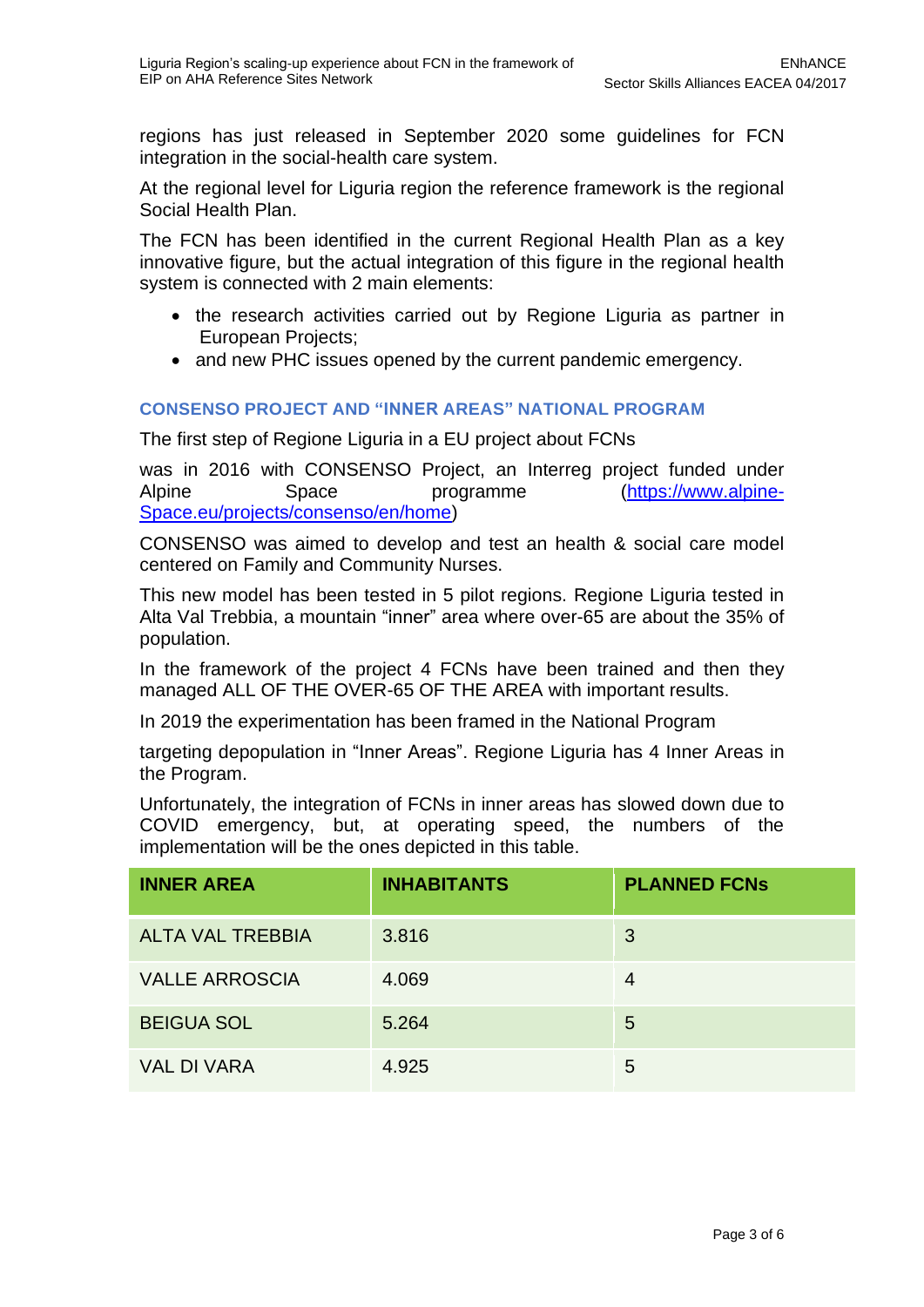regions has just released in September 2020 some guidelines for FCN integration in the social-health care system.

At the regional level for Liguria region the reference framework is the regional Social Health Plan.

The FCN has been identified in the current Regional Health Plan as a key innovative figure, but the actual integration of this figure in the regional health system is connected with 2 main elements:

- the research activities carried out by Regione Liguria as partner in European Projects;
- and new PHC issues opened by the current pandemic emergency.

## CONSENSO PROJECT AND "INNER AREAS" NATIONAL PROGRAM

The first step of Regione Liguria in a EU project about FCNs

was in 2016 with CONSENSO Project, an Interreg project funded under Alpine Space programme (https://www.alpine-Space.eu/projects/consenso/en/home)

CONSENSO was aimed to develop and test an health & social care model centered on Family and Community Nurses.

This new model has been tested in 5 pilot regions. Regione Liguria tested in Alta Val Trebbia, a mountain "inner" area where over-65 are about the 35% of population.

In the framework of the project 4 FCNs have been trained and then they managed ALL OF THE OVER-65 OF THE AREA with important results.

In 2019 the experimentation has been framed in the National Program

targeting depopulation in "Inner Areas". Regione Liguria has 4 Inner Areas in the Program.

Unfortunately, the integration of FCNs in inner areas has slowed down due to COVID emergency, but, at operating speed, the numbers of the implementation will be the ones depicted in this table.

| INNER AREA | INHABITANTS | PLANNED FCNs |
|---|---|---|
| ALTA VAL TREBBIA | 3.816 | 3 |
| VALLE ARROSCIA | 4.069 | 4 |
| BEIGUA SOL | 5.264 | 5 |
| VAL DI VARA | 4.925 | 5 |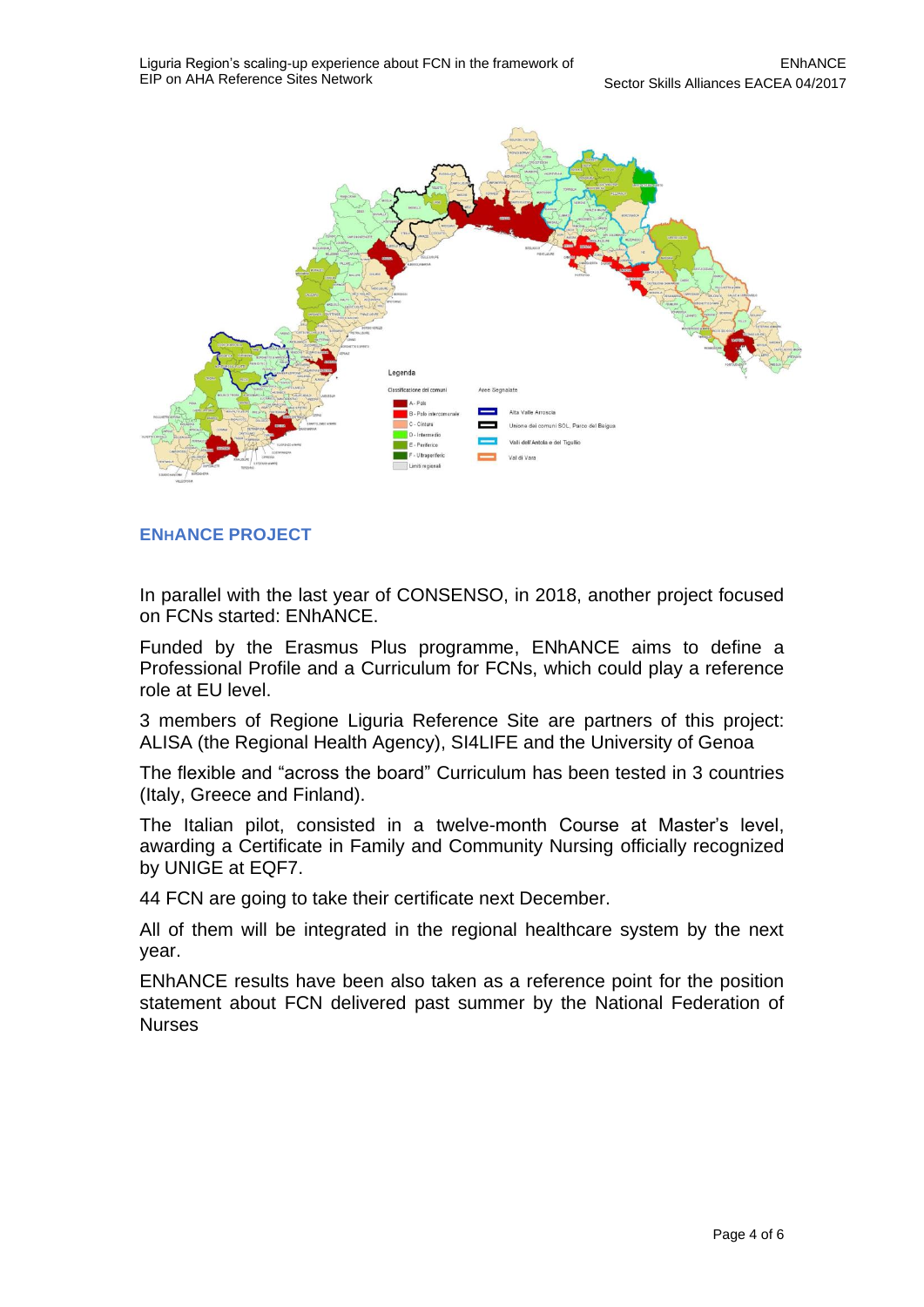## ENhANCE PROJECT

In parallel with the last year of CONSENSO, in 2018, another project focused on FCNs started: ENhANCE.

Funded by the Erasmus Plus programme, ENhANCE aims to define a Professional Profile and a Curriculum for FCNs, which could play a reference role at EU level.

3 members of Regione Liguria Reference Site are partners of this project: ALISA (the Regional Health Agency), SI4LIFE and the University of Genoa

The flexible and "across the board" Curriculum has been tested in 3 countries (Italy, Greece and Finland).

The Italian pilot, consisted in a twelve-month Course at Master's level, awarding a Certificate in Family and Community Nursing officially recognized by UNIGE at EQF7.

44 FCN are going to take their certificate next December.

All of them will be integrated in the regional healthcare system by the next year.

ENhANCE results have been also taken as a reference point for the position statement about FCN delivered past summer by the National Federation of Nurses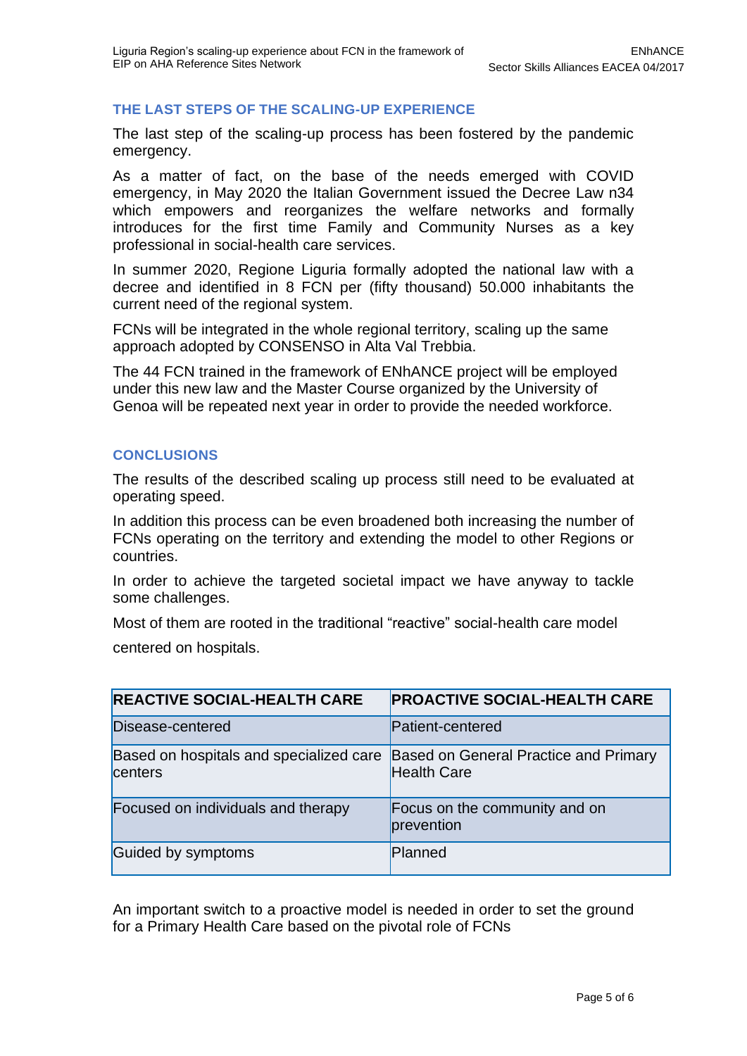## THE LAST STEPS OF THE SCALING-UP EXPERIENCE

The last step of the scaling-up process has been fostered by the pandemic emergency.

As a matter of fact, on the base of the needs emerged with COVID emergency, in May 2020 the Italian Government issued the Decree Law n34 which empowers and reorganizes the welfare networks and formally introduces for the first time Family and Community Nurses as a key professional in social-health care services.

In summer 2020, Regione Liguria formally adopted the national law with a decree and identified in 8 FCN per (fifty thousand) 50.000 inhabitants the current need of the regional system.

FCNs will be integrated in the whole regional territory, scaling up the same approach adopted by CONSENSO in Alta Val Trebbia.

The 44 FCN trained in the framework of ENhANCE project will be employed under this new law and the Master Course organized by the University of Genoa will be repeated next year in order to provide the needed workforce.

## CONCLUSIONS

The results of the described scaling up process still need to be evaluated at operating speed.

In addition this process can be even broadened both increasing the number of FCNs operating on the territory and extending the model to other Regions or countries.

In order to achieve the targeted societal impact we have anyway to tackle some challenges.

Most of them are rooted in the traditional "reactive" social-health care model centered on hospitals.

| REACTIVE SOCIAL-HEALTH CARE | PROACTIVE SOCIAL-HEALTH CARE |
|---|---|
| Disease-centered | Patient-centered |
| Based on hospitals and specialized care centers | Based on General Practice and Primary Health Care |
| Focused on individuals and therapy | Focus on the community and on prevention |
| Guided by symptoms | Planned |

An important switch to a proactive model is needed in order to set the ground for a Primary Health Care based on the pivotal role of FCNs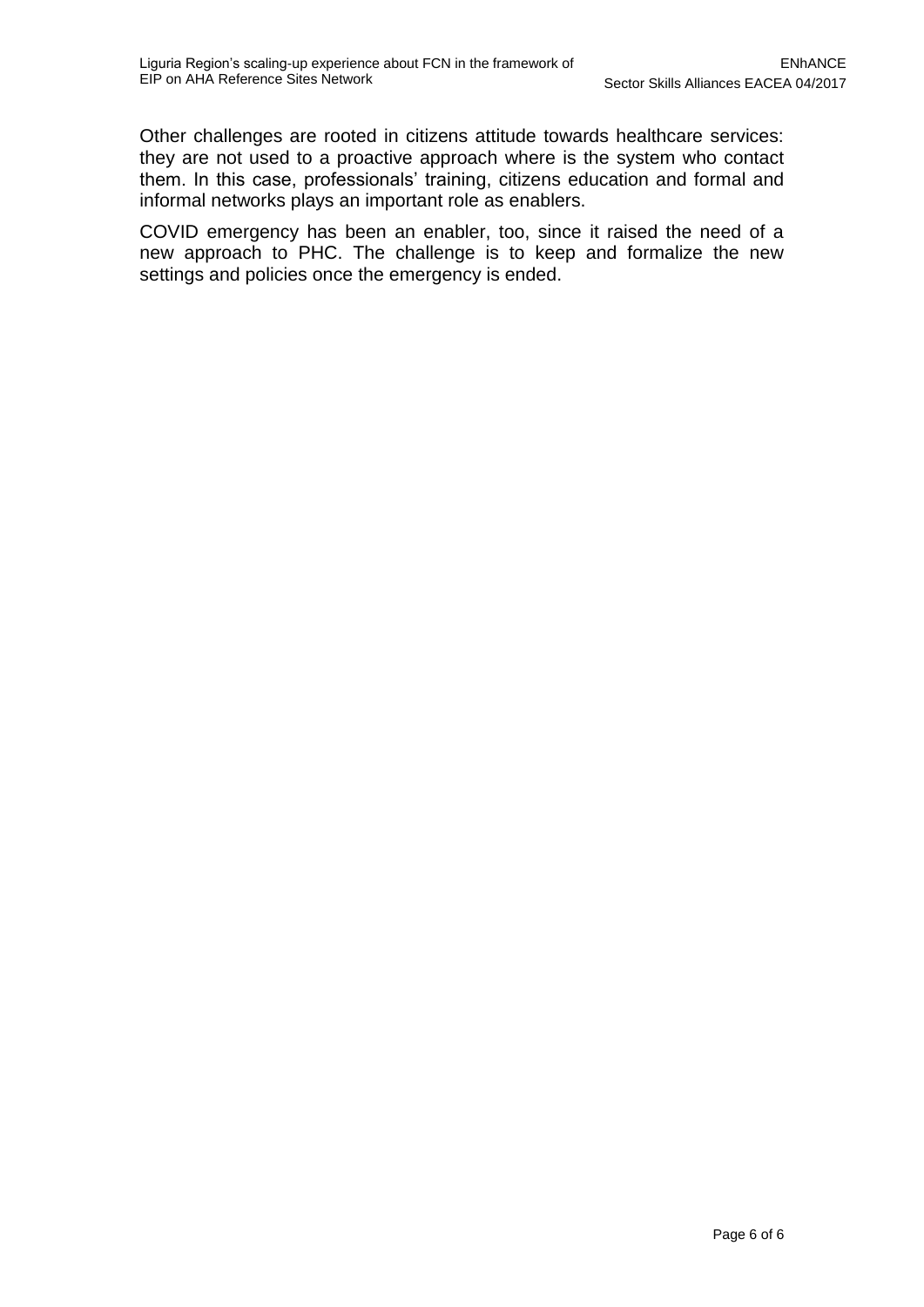Other challenges are rooted in citizens attitude towards healthcare services: they are not used to a proactive approach where is the system who contact them. In this case, professionals' training, citizens education and formal and informal networks plays an important role as enablers.

COVID emergency has been an enabler, too, since it raised the need of a new approach to PHC. The challenge is to keep and formalize the new settings and policies once the emergency is ended.